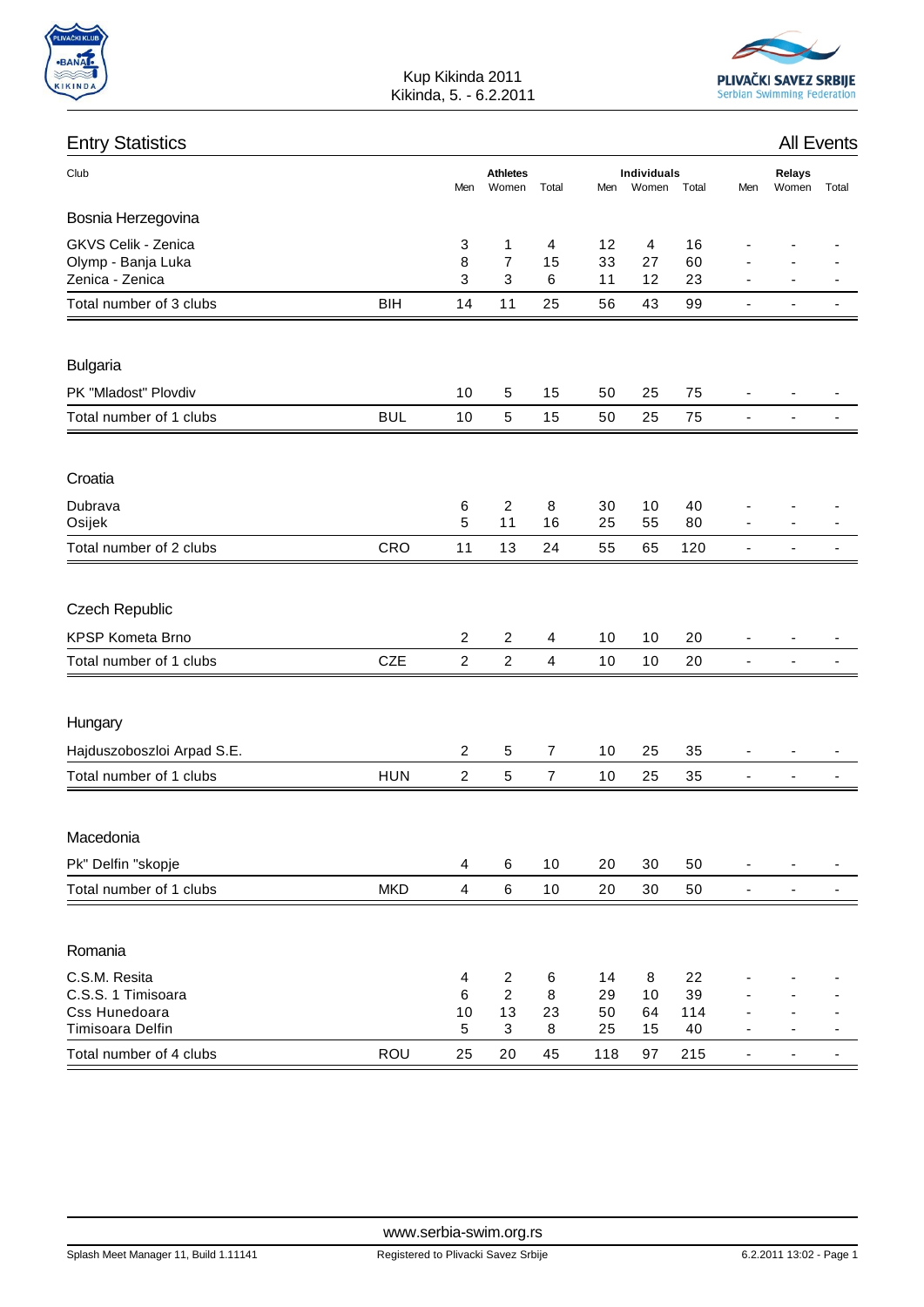Kup Kikinda 2011
Kikinda, 5. - 6.2.2011

## Entry Statistics

All Events

| Club | | Athletes | | | Individuals | | | Relays | | |
|---|---|---|---|---|---|---|---|---|---|---|
| | | Men | Women | Total | Men | Women | Total | Men | Women | Total |
| **Bosnia Herzegovina** | | | | | | | | | | |
| GKVS Celik - Zenica | | 3 | 1 | 4 | 12 | 4 | 16 | - | - | - |
| Olymp - Banja Luka | | 8 | 7 | 15 | 33 | 27 | 60 | - | - | - |
| Zenica - Zenica | | 3 | 3 | 6 | 11 | 12 | 23 | - | - | - |
| Total number of 3 clubs | BIH | 14 | 11 | 25 | 56 | 43 | 99 | - | - | - |
| **Bulgaria** | | | | | | | | | | |
| PK "Mladost" Plovdiv | | 10 | 5 | 15 | 50 | 25 | 75 | - | - | - |
| Total number of 1 clubs | BUL | 10 | 5 | 15 | 50 | 25 | 75 | - | - | - |
| **Croatia** | | | | | | | | | | |
| Dubrava | | 6 | 2 | 8 | 30 | 10 | 40 | - | - | - |
| Osijek | | 5 | 11 | 16 | 25 | 55 | 80 | - | - | - |
| Total number of 2 clubs | CRO | 11 | 13 | 24 | 55 | 65 | 120 | - | - | - |
| **Czech Republic** | | | | | | | | | | |
| KPSP Kometa Brno | | 2 | 2 | 4 | 10 | 10 | 20 | - | - | - |
| Total number of 1 clubs | CZE | 2 | 2 | 4 | 10 | 10 | 20 | - | - | - |
| **Hungary** | | | | | | | | | | |
| Hajduszoboszloi Arpad S.E. | | 2 | 5 | 7 | 10 | 25 | 35 | - | - | - |
| Total number of 1 clubs | HUN | 2 | 5 | 7 | 10 | 25 | 35 | - | - | - |
| **Macedonia** | | | | | | | | | | |
| Pk" Delfin "skopje | | 4 | 6 | 10 | 20 | 30 | 50 | - | - | - |
| Total number of 1 clubs | MKD | 4 | 6 | 10 | 20 | 30 | 50 | - | - | - |
| **Romania** | | | | | | | | | | |
| C.S.M. Resita | | 4 | 2 | 6 | 14 | 8 | 22 | - | - | - |
| C.S.S. 1 Timisoara | | 6 | 2 | 8 | 29 | 10 | 39 | - | - | - |
| Css Hunedoara | | 10 | 13 | 23 | 50 | 64 | 114 | - | - | - |
| Timisoara Delfin | | 5 | 3 | 8 | 25 | 15 | 40 | - | - | - |
| Total number of 4 clubs | ROU | 25 | 20 | 45 | 118 | 97 | 215 | - | - | - |

www.serbia-swim.org.rs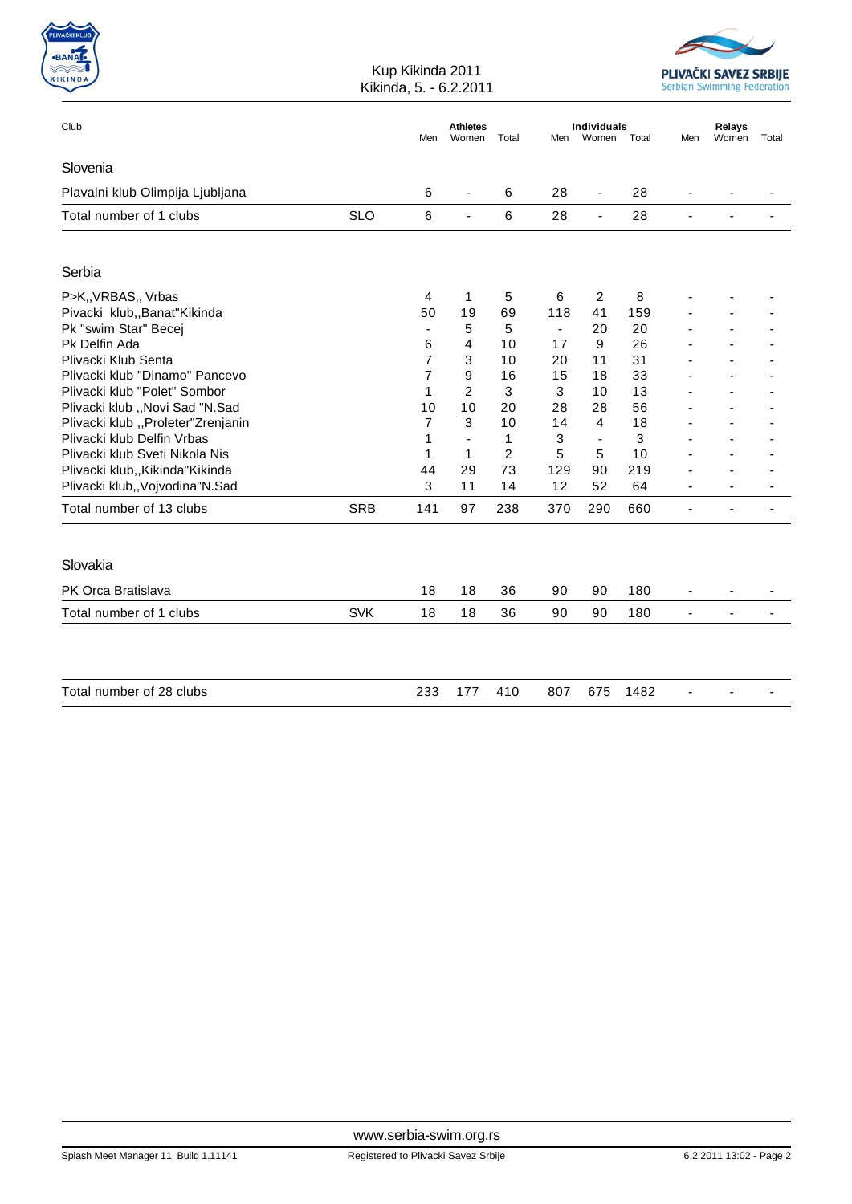Kup Kikinda 2011
Kikinda, 5. - 6.2.2011

| Club | | Athletes | | | Individuals | | | Relays | | |
|---|---|---|---|---|---|---|---|---|---|---|
| | | Men | Women | Total | Men | Women | Total | Men | Women | Total |
| **Slovenia** | | | | | | | | | | |
| Plavalni klub Olimpija Ljubljana | | 6 | - | 6 | 28 | - | 28 | - | - | - |
| Total number of 1 clubs | SLO | 6 | - | 6 | 28 | - | 28 | - | - | - |
| **Serbia** | | | | | | | | | | |
| P>K,,VRBAS,, Vrbas | | 4 | 1 | 5 | 6 | 2 | 8 | - | - | - |
| Pivacki klub,,Banat"Kikinda | | 50 | 19 | 69 | 118 | 41 | 159 | - | - | - |
| Pk "swim Star" Becej | | - | 5 | 5 | - | 20 | 20 | - | - | - |
| Pk Delfin Ada | | 6 | 4 | 10 | 17 | 9 | 26 | - | - | - |
| Plivacki Klub Senta | | 7 | 3 | 10 | 20 | 11 | 31 | - | - | - |
| Plivacki klub "Dinamo" Pancevo | | 7 | 9 | 16 | 15 | 18 | 33 | - | - | - |
| Plivacki klub "Polet" Sombor | | 1 | 2 | 3 | 3 | 10 | 13 | - | - | - |
| Plivacki klub ,,Novi Sad "N.Sad | | 10 | 10 | 20 | 28 | 28 | 56 | - | - | - |
| Plivacki klub ,,Proleter"Zrenjanin | | 7 | 3 | 10 | 14 | 4 | 18 | - | - | - |
| Plivacki klub Delfin Vrbas | | 1 | - | 1 | 3 | - | 3 | - | - | - |
| Plivacki klub Sveti Nikola Nis | | 1 | 1 | 2 | 5 | 5 | 10 | - | - | - |
| Plivacki klub,,Kikinda"Kikinda | | 44 | 29 | 73 | 129 | 90 | 219 | - | - | - |
| Plivacki klub,,Vojvodina"N.Sad | | 3 | 11 | 14 | 12 | 52 | 64 | - | - | - |
| Total number of 13 clubs | SRB | 141 | 97 | 238 | 370 | 290 | 660 | - | - | - |
| **Slovakia** | | | | | | | | | | |
| PK Orca Bratislava | | 18 | 18 | 36 | 90 | 90 | 180 | - | - | - |
| Total number of 1 clubs | SVK | 18 | 18 | 36 | 90 | 90 | 180 | - | - | - |
| Total number of 28 clubs | | 233 | 177 | 410 | 807 | 675 | 1482 | - | - | - |

www.serbia-swim.org.rs

Splash Meet Manager 11, Build 1.11141 | Registered to Plivacki Savez Srbije | 6.2.2011 13:02